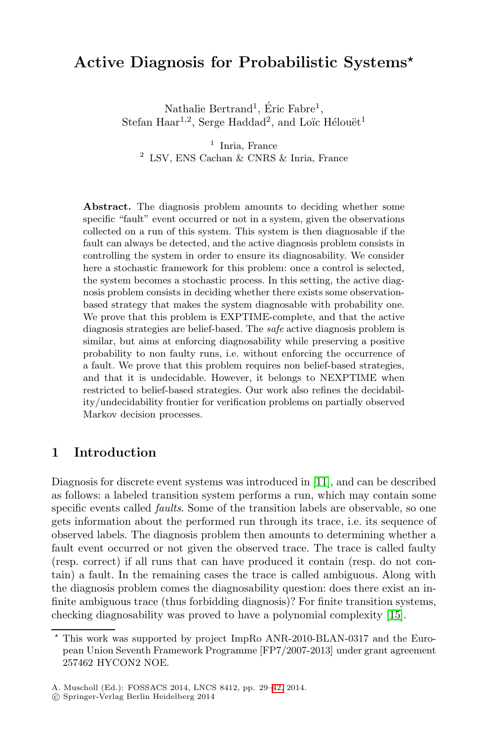# Active Diagnosis for Probabilistic Systems*

Nathalie Bertrand[1], Éric Fabre[1], Stefan Haar[1,2], Serge Haddad[2], and Loïc Hélouët[1]

[1] Inria, France
[2] LSV, ENS Cachan & CNRS & Inria, France

**Abstract.** The diagnosis problem amounts to deciding whether some specific "fault" event occurred or not in a system, given the observations collected on a run of this system. This system is then diagnosable if the fault can always be detected, and the active diagnosis problem consists in controlling the system in order to ensure its diagnosability. We consider here a stochastic framework for this problem: once a control is selected, the system becomes a stochastic process. In this setting, the active diagnosis problem consists in deciding whether there exists some observation-based strategy that makes the system diagnosable with probability one. We prove that this problem is EXPTIME-complete, and that the active diagnosis strategies are belief-based. The *safe* active diagnosis problem is similar, but aims at enforcing diagnosability while preserving a positive probability to non faulty runs, i.e. without enforcing the occurrence of a fault. We prove that this problem requires non belief-based strategies, and that it is undecidable. However, it belongs to NEXPTIME when restricted to belief-based strategies. Our work also refines the decidability/undecidability frontier for verification problems on partially observed Markov decision processes.

## 1 Introduction

Diagnosis for discrete event systems was introduced in [11], and can be described as follows: a labeled transition system performs a run, which may contain some specific events called *faults*. Some of the transition labels are observable, so one gets information about the performed run through its trace, i.e. its sequence of observed labels. The diagnosis problem then amounts to determining whether a fault event occurred or not given the observed trace. The trace is called faulty (resp. correct) if all runs that can have produced it contain (resp. do not contain) a fault. In the remaining cases the trace is called ambiguous. Along with the diagnosis problem comes the diagnosability question: does there exist an infinite ambiguous trace (thus forbidding diagnosis)? For finite transition systems, checking diagnosability was proved to have a polynomial complexity [15].

* This work was supported by project ImpRo ANR-2010-BLAN-0317 and the European Union Seventh Framework Programme [FP7/2007-2013] under grant agreement 257462 HYCON2 NOE.

A. Muscholl (Ed.): FOSSACS 2014, LNCS 8412, pp. 29–42, 2014.
© Springer-Verlag Berlin Heidelberg 2014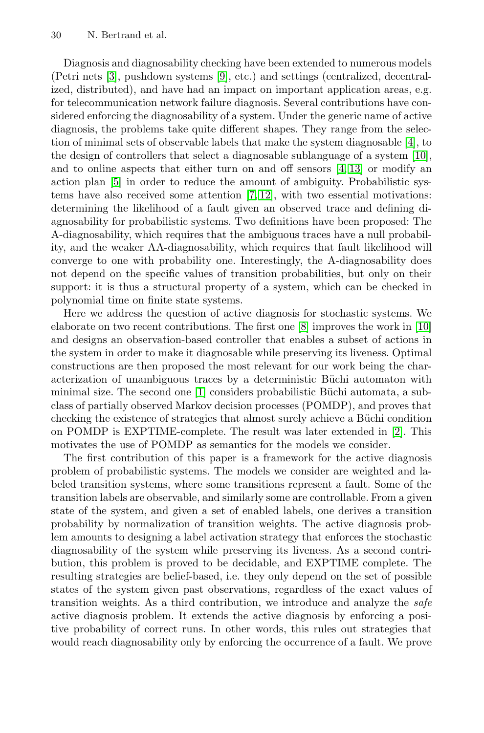Diagnosis and diagnosability checking have been extended to numerous models (Petri nets [3], pushdown systems [9], etc.) and settings (centralized, decentralized, distributed), and have had an impact on important application areas, e.g. for telecommunication network failure diagnosis. Several contributions have considered enforcing the diagnosability of a system. Under the generic name of active diagnosis, the problems take quite different shapes. They range from the selection of minimal sets of observable labels that make the system diagnosable [4], to the design of controllers that select a diagnosable sublanguage of a system [10], and to online aspects that either turn on and off sensors [4,13] or modify an action plan [5] in order to reduce the amount of ambiguity. Probabilistic systems have also received some attention [7,12], with two essential motivations: determining the likelihood of a fault given an observed trace and defining diagnosability for probabilistic systems. Two definitions have been proposed: The A-diagnosability, which requires that the ambiguous traces have a null probability, and the weaker AA-diagnosability, which requires that fault likelihood will converge to one with probability one. Interestingly, the A-diagnosability does not depend on the specific values of transition probabilities, but only on their support: it is thus a structural property of a system, which can be checked in polynomial time on finite state systems.

Here we address the question of active diagnosis for stochastic systems. We elaborate on two recent contributions. The first one [8] improves the work in [10] and designs an observation-based controller that enables a subset of actions in the system in order to make it diagnosable while preserving its liveness. Optimal constructions are then proposed the most relevant for our work being the characterization of unambiguous traces by a deterministic Büchi automaton with minimal size. The second one [1] considers probabilistic Büchi automata, a subclass of partially observed Markov decision processes (POMDP), and proves that checking the existence of strategies that almost surely achieve a Büchi condition on POMDP is EXPTIME-complete. The result was later extended in [2]. This motivates the use of POMDP as semantics for the models we consider.

The first contribution of this paper is a framework for the active diagnosis problem of probabilistic systems. The models we consider are weighted and labeled transition systems, where some transitions represent a fault. Some of the transition labels are observable, and similarly some are controllable. From a given state of the system, and given a set of enabled labels, one derives a transition probability by normalization of transition weights. The active diagnosis problem amounts to designing a label activation strategy that enforces the stochastic diagnosability of the system while preserving its liveness. As a second contribution, this problem is proved to be decidable, and EXPTIME complete. The resulting strategies are belief-based, i.e. they only depend on the set of possible states of the system given past observations, regardless of the exact values of transition weights. As a third contribution, we introduce and analyze the *safe* active diagnosis problem. It extends the active diagnosis by enforcing a positive probability of correct runs. In other words, this rules out strategies that would reach diagnosability only by enforcing the occurrence of a fault. We prove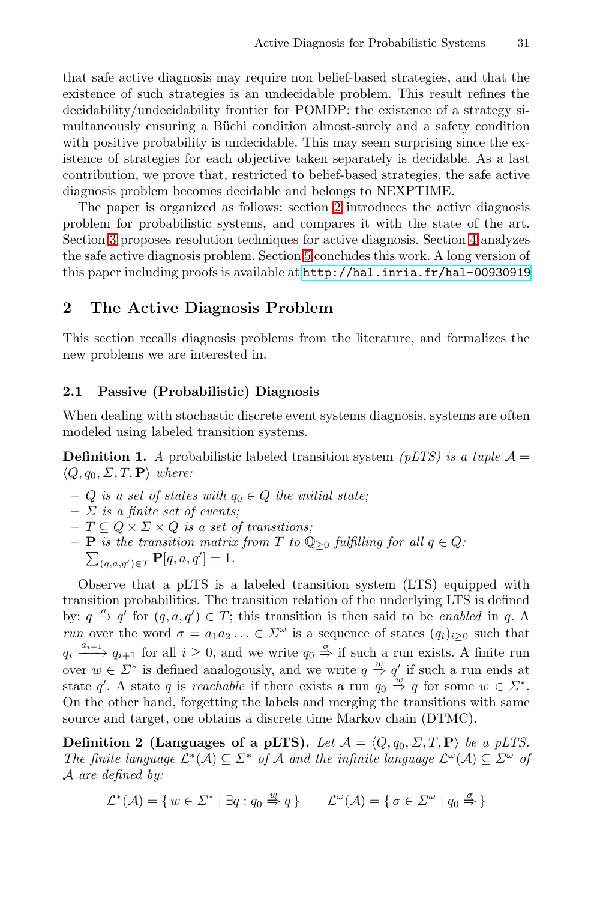that safe active diagnosis may require non belief-based strategies, and that the existence of such strategies is an undecidable problem. This result refines the decidability/undecidability frontier for POMDP: the existence of a strategy simultaneously ensuring a Büchi condition almost-surely and a safety condition with positive probability is undecidable. This may seem surprising since the existence of strategies for each objective taken separately is decidable. As a last contribution, we prove that, restricted to belief-based strategies, the safe active diagnosis problem becomes decidable and belongs to NEXPTIME.

The paper is organized as follows: section 2 introduces the active diagnosis problem for probabilistic systems, and compares it with the state of the art. Section 3 proposes resolution techniques for active diagnosis. Section 4 analyzes the safe active diagnosis problem. Section 5 concludes this work. A long version of this paper including proofs is available at http://hal.inria.fr/hal-00930919

## 2 The Active Diagnosis Problem

This section recalls diagnosis problems from the literature, and formalizes the new problems we are interested in.

### 2.1 Passive (Probabilistic) Diagnosis

When dealing with stochastic discrete event systems diagnosis, systems are often modeled using labeled transition systems.

**Definition 1.** *A* probabilistic labeled transition system *(pLTS) is a tuple* $\mathcal{A} = \langle Q, q_0, \Sigma, T, \mathbf{P} \rangle$ *where:*

- *$Q$ is a set of states with $q_0 \in Q$ the initial state;*
- *$\Sigma$ is a finite set of events;*
- *$T \subseteq Q \times \Sigma \times Q$ is a set of transitions;*
- *$\mathbf{P}$ is the transition matrix from $T$ to $\mathbb{Q}_{\geq 0}$ fulfilling for all $q \in Q$: $\sum_{(q,a,q') \in T} \mathbf{P}[q, a, q'] = 1$.*

Observe that a pLTS is a labeled transition system (LTS) equipped with transition probabilities. The transition relation of the underlying LTS is defined by: $q \xrightarrow{a} q'$ for $(q, a, q') \in T$; this transition is then said to be *enabled* in $q$. A *run* over the word $\sigma = a_1 a_2 \ldots \in \Sigma^\omega$ is a sequence of states $(q_i)_{i \geq 0}$ such that $q_i \xrightarrow{a_{i+1}} q_{i+1}$ for all $i \geq 0$, and we write $q_0 \overset{\sigma}{\Rightarrow}$ if such a run exists. A finite run over $w \in \Sigma^*$ is defined analogously, and we write $q \overset{w}{\Rightarrow} q'$ if such a run ends at state $q'$. A state $q$ is *reachable* if there exists a run $q_0 \overset{w}{\Rightarrow} q$ for some $w \in \Sigma^*$. On the other hand, forgetting the labels and merging the transitions with same source and target, one obtains a discrete time Markov chain (DTMC).

**Definition 2 (Languages of a pLTS).** *Let $\mathcal{A} = \langle Q, q_0, \Sigma, T, \mathbf{P} \rangle$ be a pLTS. The finite language $\mathcal{L}^*(\mathcal{A}) \subseteq \Sigma^*$ of $\mathcal{A}$ and the infinite language $\mathcal{L}^\omega(\mathcal{A}) \subseteq \Sigma^\omega$ of $\mathcal{A}$ are defined by:*

$$\mathcal{L}^*(\mathcal{A}) = \{ w \in \Sigma^* \mid \exists q : q_0 \overset{w}{\Rightarrow} q \} \qquad \mathcal{L}^\omega(\mathcal{A}) = \{ \sigma \in \Sigma^\omega \mid q_0 \overset{\sigma}{\Rightarrow} \}$$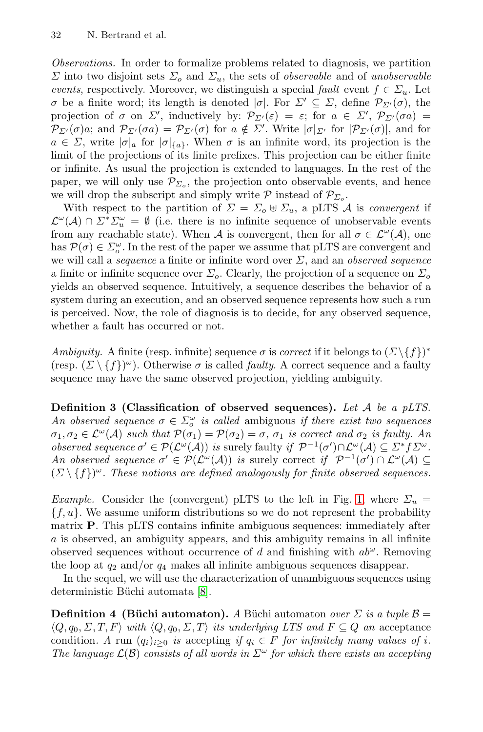*Observations.* In order to formalize problems related to diagnosis, we partition $\Sigma$ into two disjoint sets $\Sigma_o$ and $\Sigma_u$, the sets of *observable* and of *unobservable events*, respectively. Moreover, we distinguish a special *fault* event $f \in \Sigma_u$. Let $\sigma$ be a finite word; its length is denoted $|\sigma|$. For $\Sigma' \subseteq \Sigma$, define $\mathcal{P}_{\Sigma'}(\sigma)$, the projection of $\sigma$ on $\Sigma'$, inductively by: $\mathcal{P}_{\Sigma'}(\varepsilon) = \varepsilon$; for $a \in \Sigma'$, $\mathcal{P}_{\Sigma'}(\sigma a) = \mathcal{P}_{\Sigma'}(\sigma)a$; and $\mathcal{P}_{\Sigma'}(\sigma a) = \mathcal{P}_{\Sigma'}(\sigma)$ for $a \notin \Sigma'$. Write $|\sigma|_{\Sigma'}$ for $|\mathcal{P}_{\Sigma'}(\sigma)|$, and for $a \in \Sigma$, write $|\sigma|_a$ for $|\sigma|_{\{a\}}$. When $\sigma$ is an infinite word, its projection is the limit of the projections of its finite prefixes. This projection can be either finite or infinite. As usual the projection is extended to languages. In the rest of the paper, we will only use $\mathcal{P}_{\Sigma_o}$, the projection onto observable events, and hence we will drop the subscript and simply write $\mathcal{P}$ instead of $\mathcal{P}_{\Sigma_o}$.

With respect to the partition of $\Sigma = \Sigma_o \uplus \Sigma_u$, a pLTS $\mathcal{A}$ is *convergent* if $\mathcal{L}^\omega(\mathcal{A}) \cap \Sigma^* \Sigma_u^\omega = \emptyset$ (i.e. there is no infinite sequence of unobservable events from any reachable state). When $\mathcal{A}$ is convergent, then for all $\sigma \in \mathcal{L}^\omega(\mathcal{A})$, one has $\mathcal{P}(\sigma) \in \Sigma_o^\omega$. In the rest of the paper we assume that pLTS are convergent and we will call a *sequence* a finite or infinite word over $\Sigma$, and an *observed sequence* a finite or infinite sequence over $\Sigma_o$. Clearly, the projection of a sequence on $\Sigma_o$ yields an observed sequence. Intuitively, a sequence describes the behavior of a system during an execution, and an observed sequence represents how such a run is perceived. Now, the role of diagnosis is to decide, for any observed sequence, whether a fault has occurred or not.

*Ambiguity.* A finite (resp. infinite) sequence $\sigma$ is *correct* if it belongs to $(\Sigma \setminus \{f\})^*$ (resp. $(\Sigma \setminus \{f\})^\omega$). Otherwise $\sigma$ is called *faulty*. A correct sequence and a faulty sequence may have the same observed projection, yielding ambiguity.

**Definition 3 (Classification of observed sequences).** *Let $\mathcal{A}$ be a pLTS. An observed sequence $\sigma \in \Sigma_o^\omega$ is called* ambiguous *if there exist two sequences $\sigma_1, \sigma_2 \in \mathcal{L}^\omega(\mathcal{A})$ such that $\mathcal{P}(\sigma_1) = \mathcal{P}(\sigma_2) = \sigma$, $\sigma_1$ is correct and $\sigma_2$ is faulty. An observed sequence $\sigma' \in \mathcal{P}(\mathcal{L}^\omega(\mathcal{A}))$ is* surely faulty *if $\mathcal{P}^{-1}(\sigma') \cap \mathcal{L}^\omega(\mathcal{A}) \subseteq \Sigma^* f \Sigma^\omega$. An observed sequence $\sigma' \in \mathcal{P}(\mathcal{L}^\omega(\mathcal{A}))$ is* surely correct *if $\mathcal{P}^{-1}(\sigma') \cap \mathcal{L}^\omega(\mathcal{A}) \subseteq (\Sigma \setminus \{f\})^\omega$. These notions are defined analogously for finite observed sequences.*

*Example.* Consider the (convergent) pLTS to the left in Fig. 1, where $\Sigma_u = \{f, u\}$. We assume uniform distributions so we do not represent the probability matrix $\mathbf{P}$. This pLTS contains infinite ambiguous sequences: immediately after $a$ is observed, an ambiguity appears, and this ambiguity remains in all infinite observed sequences without occurrence of $d$ and finishing with $ab^\omega$. Removing the loop at $q_2$ and/or $q_4$ makes all infinite ambiguous sequences disappear.

In the sequel, we will use the characterization of unambiguous sequences using deterministic Büchi automata [8].

**Definition 4 (Büchi automaton).** *A* Büchi automaton *over $\Sigma$ is a tuple $\mathcal{B} = \langle Q, q_0, \Sigma, T, F \rangle$ with $\langle Q, q_0, \Sigma, T \rangle$ its underlying LTS and $F \subseteq Q$ an* acceptance condition*. A run $(q_i)_{i \geq 0}$ is* accepting *if $q_i \in F$ for infinitely many values of $i$. The language $\mathcal{L}(\mathcal{B})$ consists of all words in $\Sigma^\omega$ for which there exists an accepting*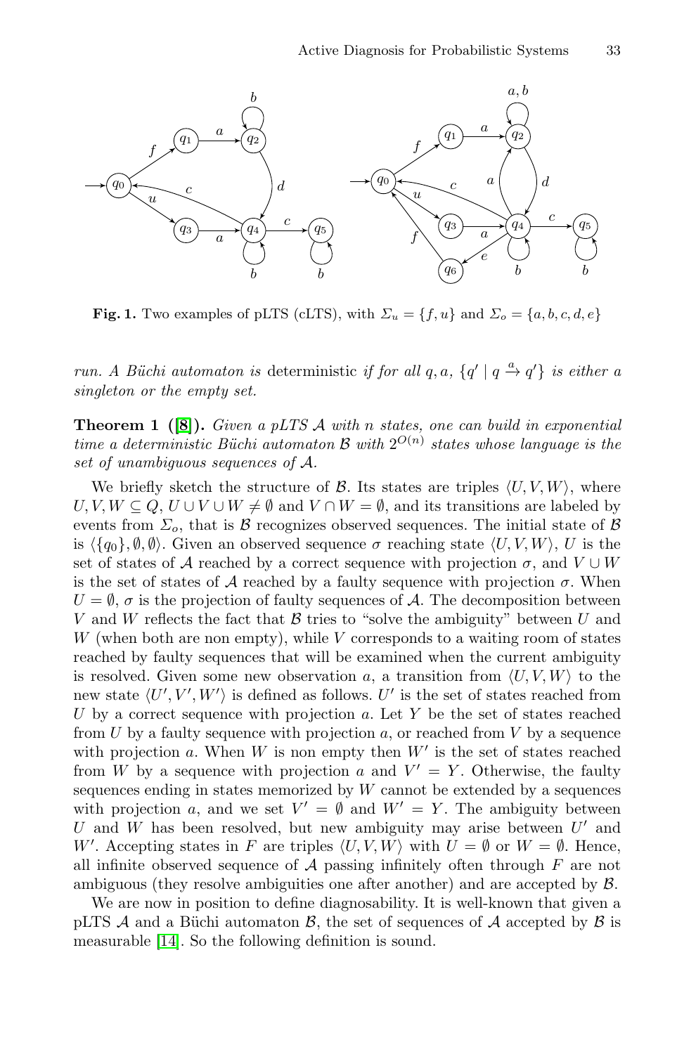**Fig. 1.** Two examples of pLTS (cLTS), with $\Sigma_u = \{f, u\}$ and $\Sigma_o = \{a, b, c, d, e\}$

*run. A Büchi automaton is* deterministic *if for all $q, a$, $\{q' \mid q \xrightarrow{a} q'\}$ is either a singleton or the empty set.*

**Theorem 1 ([8]).** *Given a pLTS $\mathcal{A}$ with $n$ states, one can build in exponential time a deterministic Büchi automaton $\mathcal{B}$ with $2^{O(n)}$ states whose language is the set of unambiguous sequences of $\mathcal{A}$.*

We briefly sketch the structure of $\mathcal{B}$. Its states are triples $\langle U, V, W \rangle$, where $U, V, W \subseteq Q$, $U \cup V \cup W \neq \emptyset$ and $V \cap W = \emptyset$, and its transitions are labeled by events from $\Sigma_o$, that is $\mathcal{B}$ recognizes observed sequences. The initial state of $\mathcal{B}$ is $\langle \{q_0\}, \emptyset, \emptyset \rangle$. Given an observed sequence $\sigma$ reaching state $\langle U, V, W \rangle$, $U$ is the set of states of $\mathcal{A}$ reached by a correct sequence with projection $\sigma$, and $V \cup W$ is the set of states of $\mathcal{A}$ reached by a faulty sequence with projection $\sigma$. When $U = \emptyset$, $\sigma$ is the projection of faulty sequences of $\mathcal{A}$. The decomposition between $V$ and $W$ reflects the fact that $\mathcal{B}$ tries to "solve the ambiguity" between $U$ and $W$ (when both are non empty), while $V$ corresponds to a waiting room of states reached by faulty sequences that will be examined when the current ambiguity is resolved. Given some new observation $a$, a transition from $\langle U, V, W \rangle$ to the new state $\langle U', V', W' \rangle$ is defined as follows. $U'$ is the set of states reached from $U$ by a correct sequence with projection $a$. Let $Y$ be the set of states reached from $U$ by a faulty sequence with projection $a$, or reached from $V$ by a sequence with projection $a$. When $W$ is non empty then $W'$ is the set of states reached from $W$ by a sequence with projection $a$ and $V' = Y$. Otherwise, the faulty sequences ending in states memorized by $W$ cannot be extended by a sequences with projection $a$, and we set $V' = \emptyset$ and $W' = Y$. The ambiguity between $U$ and $W$ has been resolved, but new ambiguity may arise between $U'$ and $W'$. Accepting states in $F$ are triples $\langle U, V, W \rangle$ with $U = \emptyset$ or $W = \emptyset$. Hence, all infinite observed sequence of $\mathcal{A}$ passing infinitely often through $F$ are not ambiguous (they resolve ambiguities one after another) and are accepted by $\mathcal{B}$.

We are now in position to define diagnosability. It is well-known that given a pLTS $\mathcal{A}$ and a Büchi automaton $\mathcal{B}$, the set of sequences of $\mathcal{A}$ accepted by $\mathcal{B}$ is measurable [14]. So the following definition is sound.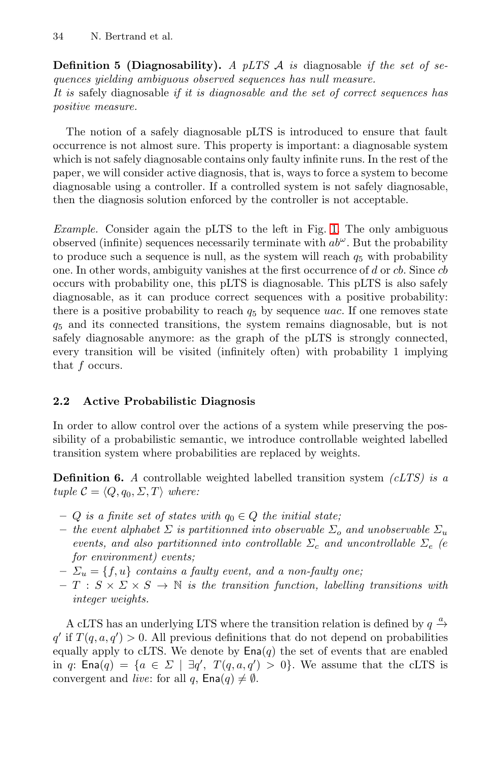**Definition 5 (Diagnosability).** *A pLTS $\mathcal{A}$ is* diagnosable *if the set of sequences yielding ambiguous observed sequences has null measure.*
*It is* safely diagnosable *if it is diagnosable and the set of correct sequences has positive measure.*

The notion of a safely diagnosable pLTS is introduced to ensure that fault occurrence is not almost sure. This property is important: a diagnosable system which is not safely diagnosable contains only faulty infinite runs. In the rest of the paper, we will consider active diagnosis, that is, ways to force a system to become diagnosable using a controller. If a controlled system is not safely diagnosable, then the diagnosis solution enforced by the controller is not acceptable.

*Example.* Consider again the pLTS to the left in Fig. 1. The only ambiguous observed (infinite) sequences necessarily terminate with $ab^\omega$. But the probability to produce such a sequence is null, as the system will reach $q_5$ with probability one. In other words, ambiguity vanishes at the first occurrence of $d$ or $cb$. Since $cb$ occurs with probability one, this pLTS is diagnosable. This pLTS is also safely diagnosable, as it can produce correct sequences with a positive probability: there is a positive probability to reach $q_5$ by sequence $uac$. If one removes state $q_5$ and its connected transitions, the system remains diagnosable, but is not safely diagnosable anymore: as the graph of the pLTS is strongly connected, every transition will be visited (infinitely often) with probability 1 implying that $f$ occurs.

## 2.2 Active Probabilistic Diagnosis

In order to allow control over the actions of a system while preserving the possibility of a probabilistic semantic, we introduce controllable weighted labelled transition system where probabilities are replaced by weights.

**Definition 6.** *A* controllable weighted labelled transition system *(cLTS) is a tuple $\mathcal{C} = \langle Q, q_0, \Sigma, T\rangle$ where:*

- *$Q$ is a finite set of states with $q_0 \in Q$ the initial state;*
- *the event alphabet $\Sigma$ is partitionned into observable $\Sigma_o$ and unobservable $\Sigma_u$ events, and also partitionned into controllable $\Sigma_c$ and uncontrollable $\Sigma_e$ (e for environment) events;*
- *$\Sigma_u = \{f, u\}$ contains a faulty event, and a non-faulty one;*
- *$T : S \times \Sigma \times S \to \mathbb{N}$ is the transition function, labelling transitions with integer weights.*

A cLTS has an underlying LTS where the transition relation is defined by $q \xrightarrow{a} q'$ if $T(q, a, q') > 0$. All previous definitions that do not depend on probabilities equally apply to cLTS. We denote by $\mathsf{Ena}(q)$ the set of events that are enabled in $q$: $\mathsf{Ena}(q) = \{a \in \Sigma \mid \exists q',\ T(q, a, q') > 0\}$. We assume that the cLTS is convergent and *live*: for all $q$, $\mathsf{Ena}(q) \neq \emptyset$.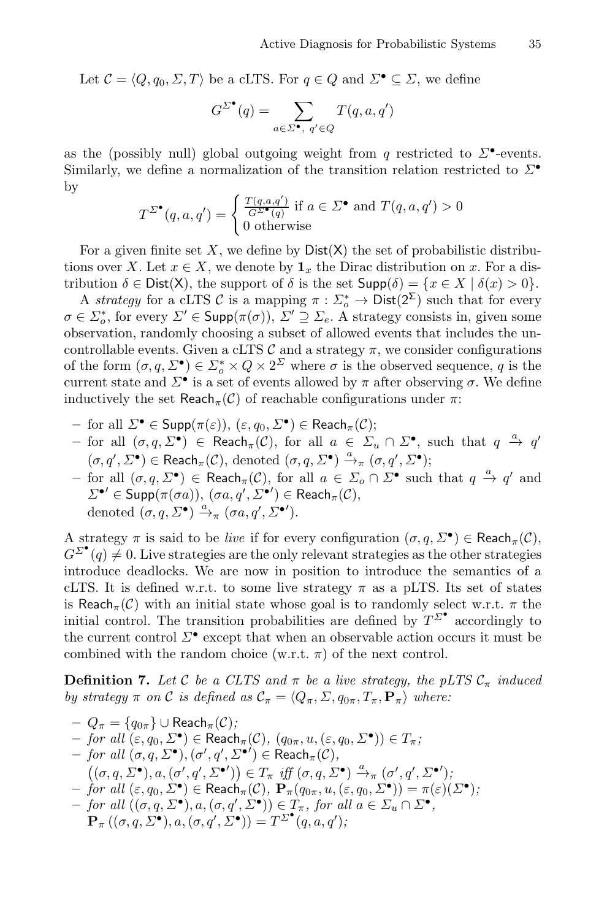Let $\mathcal{C} = \langle Q, q_0, \Sigma, T \rangle$ be a cLTS. For $q \in Q$ and $\Sigma^\bullet \subseteq \Sigma$, we define

$$G^{\Sigma^\bullet}(q) = \sum_{a \in \Sigma^\bullet,\ q' \in Q} T(q, a, q')$$

as the (possibly null) global outgoing weight from $q$ restricted to $\Sigma^\bullet$-events. Similarly, we define a normalization of the transition relation restricted to $\Sigma^\bullet$ by

$$T^{\Sigma^\bullet}(q, a, q') = \begin{cases} \frac{T(q,a,q')}{G^{\Sigma^\bullet}(q)} \text{ if } a \in \Sigma^\bullet \text{ and } T(q, a, q') > 0 \\ 0 \text{ otherwise} \end{cases}$$

For a given finite set $X$, we define by $\mathsf{Dist(X)}$ the set of probabilistic distributions over $X$. Let $x \in X$, we denote by $\mathbf{1}_x$ the Dirac distribution on $x$. For a distribution $\delta \in \mathsf{Dist(X)}$, the support of $\delta$ is the set $\mathsf{Supp}(\delta) = \{x \in X \mid \delta(x) > 0\}$.

A *strategy* for a cLTS $\mathcal{C}$ is a mapping $\pi : \Sigma_o^* \to \mathsf{Dist}(2^\Sigma)$ such that for every $\sigma \in \Sigma_o^*$, for every $\Sigma' \in \mathsf{Supp}(\pi(\sigma))$, $\Sigma' \supseteq \Sigma_e$. A strategy consists in, given some observation, randomly choosing a subset of allowed events that includes the uncontrollable events. Given a cLTS $\mathcal{C}$ and a strategy $\pi$, we consider configurations of the form $(\sigma, q, \Sigma^\bullet) \in \Sigma_o^* \times Q \times 2^\Sigma$ where $\sigma$ is the observed sequence, $q$ is the current state and $\Sigma^\bullet$ is a set of events allowed by $\pi$ after observing $\sigma$. We define inductively the set $\mathsf{Reach}_\pi(\mathcal{C})$ of reachable configurations under $\pi$:

- for all $\Sigma^\bullet \in \mathsf{Supp}(\pi(\varepsilon))$, $(\varepsilon, q_0, \Sigma^\bullet) \in \mathsf{Reach}_\pi(\mathcal{C})$;
- for all $(\sigma, q, \Sigma^\bullet) \in \mathsf{Reach}_\pi(\mathcal{C})$, for all $a \in \Sigma_u \cap \Sigma^\bullet$, such that $q \xrightarrow{a} q'$ $(\sigma, q', \Sigma^\bullet) \in \mathsf{Reach}_\pi(\mathcal{C})$, denoted $(\sigma, q, \Sigma^\bullet) \xrightarrow{a}_\pi (\sigma, q', \Sigma^\bullet)$;
- for all $(\sigma, q, \Sigma^\bullet) \in \mathsf{Reach}_\pi(\mathcal{C})$, for all $a \in \Sigma_o \cap \Sigma^\bullet$ such that $q \xrightarrow{a} q'$ and $\Sigma^{\bullet\prime} \in \mathsf{Supp}(\pi(\sigma a))$, $(\sigma a, q', \Sigma^{\bullet\prime}) \in \mathsf{Reach}_\pi(\mathcal{C})$, denoted $(\sigma, q, \Sigma^\bullet) \xrightarrow{a}_\pi (\sigma a, q', \Sigma^{\bullet\prime})$.

A strategy $\pi$ is said to be *live* if for every configuration $(\sigma, q, \Sigma^\bullet) \in \mathsf{Reach}_\pi(\mathcal{C})$, $G^{\Sigma^\bullet}(q) \neq 0$. Live strategies are the only relevant strategies as the other strategies introduce deadlocks. We are now in position to introduce the semantics of a cLTS. It is defined w.r.t. to some live strategy $\pi$ as a pLTS. Its set of states is $\mathsf{Reach}_\pi(\mathcal{C})$ with an initial state whose goal is to randomly select w.r.t. $\pi$ the initial control. The transition probabilities are defined by $T^{\Sigma^\bullet}$ accordingly to the current control $\Sigma^\bullet$ except that when an observable action occurs it must be combined with the random choice (w.r.t. $\pi$) of the next control.

**Definition 7.** *Let $\mathcal{C}$ be a CLTS and $\pi$ be a live strategy, the pLTS $\mathcal{C}_\pi$ induced by strategy $\pi$ on $\mathcal{C}$ is defined as $\mathcal{C}_\pi = \langle Q_\pi, \Sigma, q_{0\pi}, T_\pi, \mathbf{P}_\pi \rangle$ where:*

- *$Q_\pi = \{q_{0\pi}\} \cup \mathsf{Reach}_\pi(\mathcal{C})$;*
- *for all $(\varepsilon, q_0, \Sigma^\bullet) \in \mathsf{Reach}_\pi(\mathcal{C})$, $(q_{0\pi}, u, (\varepsilon, q_0, \Sigma^\bullet)) \in T_\pi$;*
- *for all $(\sigma, q, \Sigma^\bullet), (\sigma', q', \Sigma^{\bullet\prime}) \in \mathsf{Reach}_\pi(\mathcal{C})$, $\big((\sigma, q, \Sigma^\bullet), a, (\sigma', q', \Sigma^{\bullet\prime})\big) \in T_\pi$ iff $(\sigma, q, \Sigma^\bullet) \xrightarrow{a}_\pi (\sigma', q', \Sigma^{\bullet\prime})$;*
- *for all $(\varepsilon, q_0, \Sigma^\bullet) \in \mathsf{Reach}_\pi(\mathcal{C})$, $\mathbf{P}_\pi(q_{0\pi}, u, (\varepsilon, q_0, \Sigma^\bullet)) = \pi(\varepsilon)(\Sigma^\bullet)$;*
- *for all $((\sigma, q, \Sigma^\bullet), a, (\sigma, q', \Sigma^\bullet)) \in T_\pi$, for all $a \in \Sigma_u \cap \Sigma^\bullet$, $\mathbf{P}_\pi\left((\sigma, q, \Sigma^\bullet), a, (\sigma, q', \Sigma^\bullet)\right) = T^{\Sigma^\bullet}(q, a, q')$;*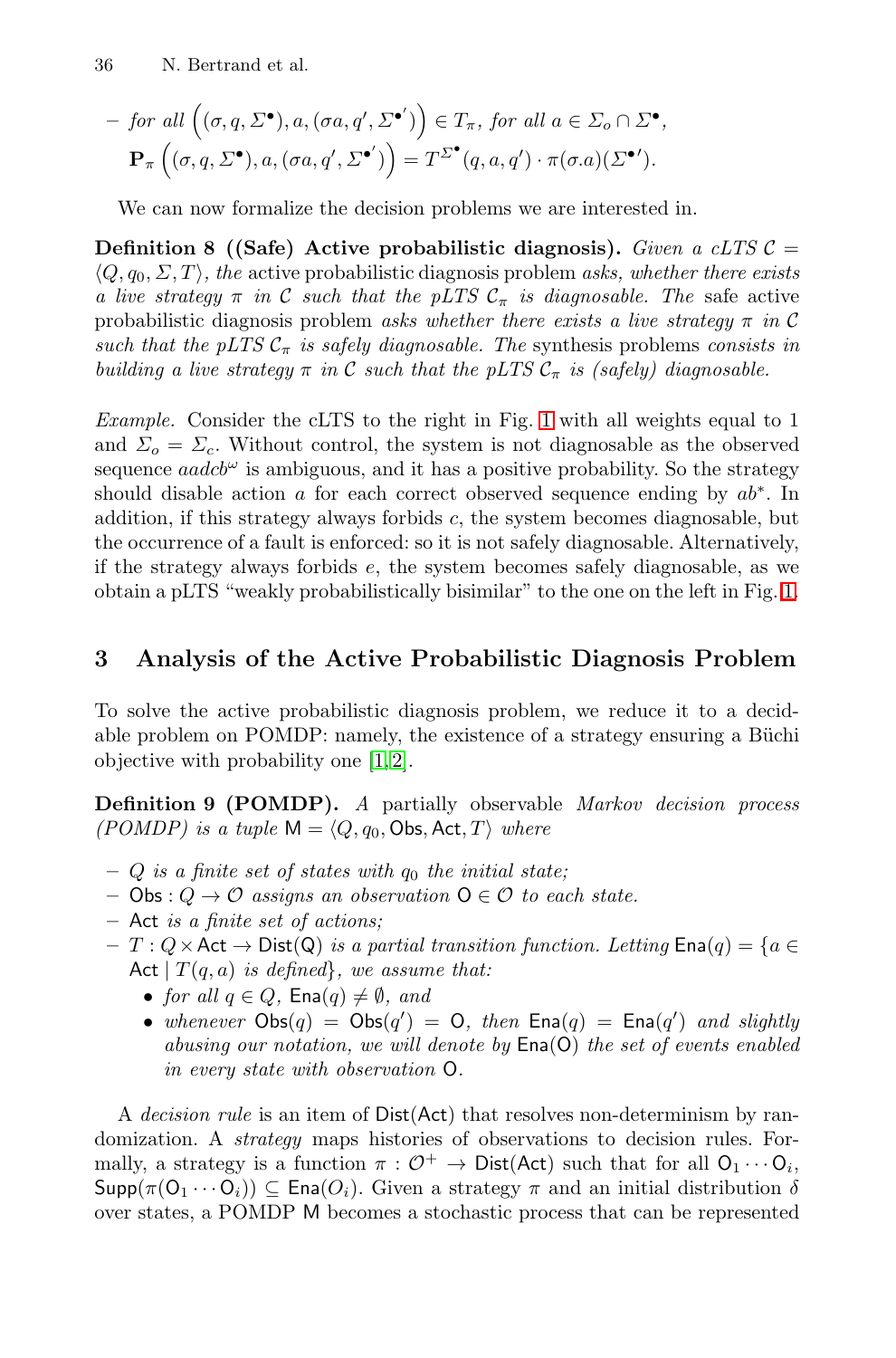– *for all* $\left((\sigma, q, \Sigma^\bullet), a, (\sigma a, q', {\Sigma^\bullet}')\right) \in T_\pi$, *for all* $a \in \Sigma_o \cap \Sigma^\bullet$,
  $\mathbf{P}_\pi\left((\sigma, q, \Sigma^\bullet), a, (\sigma a, q', {\Sigma^\bullet}')\right) = T^{\Sigma^\bullet}(q, a, q') \cdot \pi(\sigma.a)({\Sigma^\bullet}')$.

We can now formalize the decision problems we are interested in.

**Definition 8 ((Safe) Active probabilistic diagnosis).** *Given a cLTS* $\mathcal{C} = \langle Q, q_0, \Sigma, T\rangle$, *the* active probabilistic diagnosis problem *asks, whether there exists a live strategy* $\pi$ *in* $\mathcal{C}$ *such that the pLTS* $\mathcal{C}_\pi$ *is diagnosable. The* safe active probabilistic diagnosis problem *asks whether there exists a live strategy* $\pi$ *in* $\mathcal{C}$ *such that the pLTS* $\mathcal{C}_\pi$ *is safely diagnosable. The* synthesis problems *consists in building a live strategy* $\pi$ *in* $\mathcal{C}$ *such that the pLTS* $\mathcal{C}_\pi$ *is (safely) diagnosable.*

*Example.* Consider the cLTS to the right in Fig. 1 with all weights equal to 1 and $\Sigma_o = \Sigma_c$. Without control, the system is not diagnosable as the observed sequence $aadcb^\omega$ is ambiguous, and it has a positive probability. So the strategy should disable action $a$ for each correct observed sequence ending by $ab^*$. In addition, if this strategy always forbids $c$, the system becomes diagnosable, but the occurrence of a fault is enforced: so it is not safely diagnosable. Alternatively, if the strategy always forbids $e$, the system becomes safely diagnosable, as we obtain a pLTS "weakly probabilistically bisimilar" to the one on the left in Fig. 1.

## 3 Analysis of the Active Probabilistic Diagnosis Problem

To solve the active probabilistic diagnosis problem, we reduce it to a decidable problem on POMDP: namely, the existence of a strategy ensuring a Büchi objective with probability one [1,2].

**Definition 9 (POMDP).** *A* partially observable *Markov decision process (POMDP) is a tuple* $\mathsf{M} = \langle Q, q_0, \mathsf{Obs}, \mathsf{Act}, T\rangle$ *where*

- $Q$ *is a finite set of states with* $q_0$ *the initial state;*
- $\mathsf{Obs} : Q \to \mathcal{O}$ *assigns an observation* $\mathsf{O} \in \mathcal{O}$ *to each state.*
- $\mathsf{Act}$ *is a finite set of actions;*
- $T : Q \times \mathsf{Act} \to \mathsf{Dist(Q)}$ *is a partial transition function. Letting* $\mathsf{Ena}(q) = \{a \in \mathsf{Act} \mid T(q, a)$ *is defined*$\}$*, we assume that:*
  - *for all* $q \in Q$, $\mathsf{Ena}(q) \neq \emptyset$, *and*
  - *whenever* $\mathsf{Obs}(q) = \mathsf{Obs}(q') = \mathsf{O}$, *then* $\mathsf{Ena}(q) = \mathsf{Ena}(q')$ *and slightly abusing our notation, we will denote by* $\mathsf{Ena}(\mathsf{O})$ *the set of events enabled in every state with observation* $\mathsf{O}$.

A *decision rule* is an item of $\mathsf{Dist}(\mathsf{Act})$ that resolves non-determinism by randomization. A *strategy* maps histories of observations to decision rules. Formally, a strategy is a function $\pi : \mathcal{O}^+ \to \mathsf{Dist}(\mathsf{Act})$ such that for all $\mathsf{O}_1 \cdots \mathsf{O}_i$, $\mathsf{Supp}(\pi(\mathsf{O}_1 \cdots \mathsf{O}_i)) \subseteq \mathsf{Ena}(O_i)$. Given a strategy $\pi$ and an initial distribution $\delta$ over states, a POMDP M becomes a stochastic process that can be represented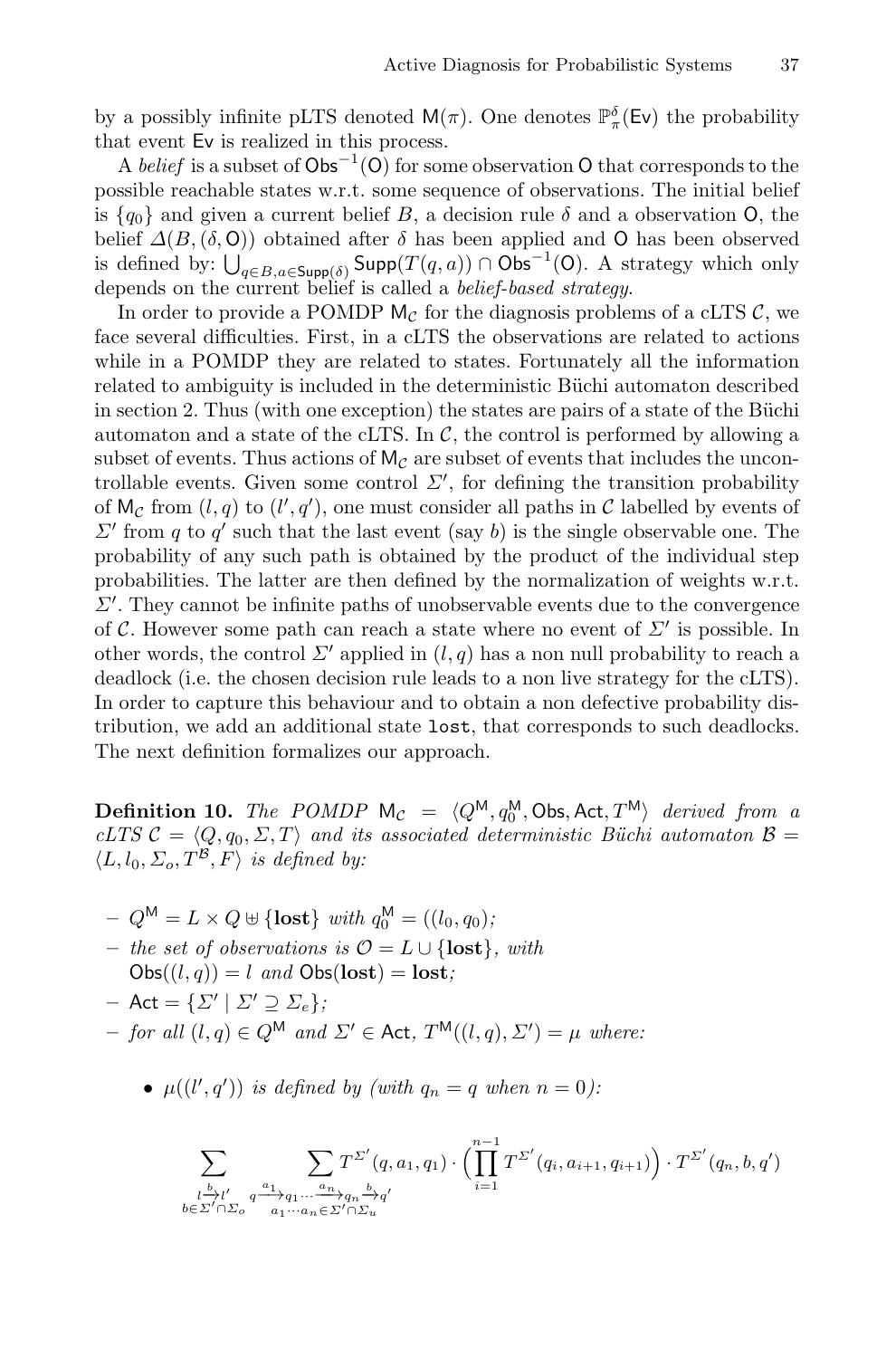by a possibly infinite pLTS denoted $\mathsf{M}(\pi)$. One denotes $\mathbb{P}^{\delta}_{\pi}(\mathsf{Ev})$ the probability that event $\mathsf{Ev}$ is realized in this process.

A *belief* is a subset of $\mathsf{Obs}^{-1}(\mathsf{O})$ for some observation $\mathsf{O}$ that corresponds to the possible reachable states w.r.t. some sequence of observations. The initial belief is $\{q_0\}$ and given a current belief $B$, a decision rule $\delta$ and a observation $\mathsf{O}$, the belief $\Delta(B, (\delta, \mathsf{O}))$ obtained after $\delta$ has been applied and $\mathsf{O}$ has been observed is defined by: $\bigcup_{q \in B, a \in \mathsf{Supp}(\delta)} \mathsf{Supp}(T(q,a)) \cap \mathsf{Obs}^{-1}(\mathsf{O})$. A strategy which only depends on the current belief is called a *belief-based strategy*.

In order to provide a POMDP $\mathsf{M}_{\mathcal{C}}$ for the diagnosis problems of a cLTS $\mathcal{C}$, we face several difficulties. First, in a cLTS the observations are related to actions while in a POMDP they are related to states. Fortunately all the information related to ambiguity is included in the deterministic Büchi automaton described in section 2. Thus (with one exception) the states are pairs of a state of the Büchi automaton and a state of the cLTS. In $\mathcal{C}$, the control is performed by allowing a subset of events. Thus actions of $\mathsf{M}_{\mathcal{C}}$ are subset of events that includes the uncontrollable events. Given some control $\Sigma'$, for defining the transition probability of $\mathsf{M}_{\mathcal{C}}$ from $(l,q)$ to $(l',q')$, one must consider all paths in $\mathcal{C}$ labelled by events of $\Sigma'$ from $q$ to $q'$ such that the last event (say $b$) is the single observable one. The probability of any such path is obtained by the product of the individual step probabilities. The latter are then defined by the normalization of weights w.r.t. $\Sigma'$. They cannot be infinite paths of unobservable events due to the convergence of $\mathcal{C}$. However some path can reach a state where no event of $\Sigma'$ is possible. In other words, the control $\Sigma'$ applied in $(l,q)$ has a non null probability to reach a deadlock (i.e. the chosen decision rule leads to a non live strategy for the cLTS). In order to capture this behaviour and to obtain a non defective probability distribution, we add an additional state `lost`, that corresponds to such deadlocks. The next definition formalizes our approach.

**Definition 10.** *The POMDP* $\mathsf{M}_{\mathcal{C}} = \langle Q^{\mathsf{M}}, q_0^{\mathsf{M}}, \mathsf{Obs}, \mathsf{Act}, T^{\mathsf{M}} \rangle$ *derived from a cLTS* $\mathcal{C} = \langle Q, q_0, \Sigma, T \rangle$ *and its associated deterministic Büchi automaton* $\mathcal{B} = \langle L, l_0, \Sigma_o, T^{\mathcal{B}}, F \rangle$ *is defined by:*

- $Q^{\mathsf{M}} = L \times Q \uplus \{\mathbf{lost}\}$ *with* $q_0^{\mathsf{M}} = ((l_0, q_0)$*;*
- *the set of observations is* $\mathcal{O} = L \cup \{\mathbf{lost}\}$*, with* $\mathsf{Obs}((l,q)) = l$ *and* $\mathsf{Obs}(\mathbf{lost}) = \mathbf{lost}$*;*
- $\mathsf{Act} = \{\Sigma' \mid \Sigma' \supseteq \Sigma_e\}$*;*
- *for all* $(l,q) \in Q^{\mathsf{M}}$ *and* $\Sigma' \in \mathsf{Act}$*,* $T^{\mathsf{M}}((l,q), \Sigma') = \mu$ *where:*
  - $\mu((l',q'))$ *is defined by (with* $q_n = q$ *when* $n = 0$*):*

$$\sum_{\substack{l \xrightarrow{b} l' \\ b \in \Sigma' \cap \Sigma_o}} \; \sum_{\substack{q \xrightarrow{a_1} q_1 \cdots \xrightarrow{a_n} q_n \xrightarrow{b} q' \\ a_1 \cdots a_n \in \Sigma' \cap \Sigma_u}} T^{\Sigma'}(q, a_1, q_1) \cdot \Big( \prod_{i=1}^{n-1} T^{\Sigma'}(q_i, a_{i+1}, q_{i+1}) \Big) \cdot T^{\Sigma'}(q_n, b, q')$$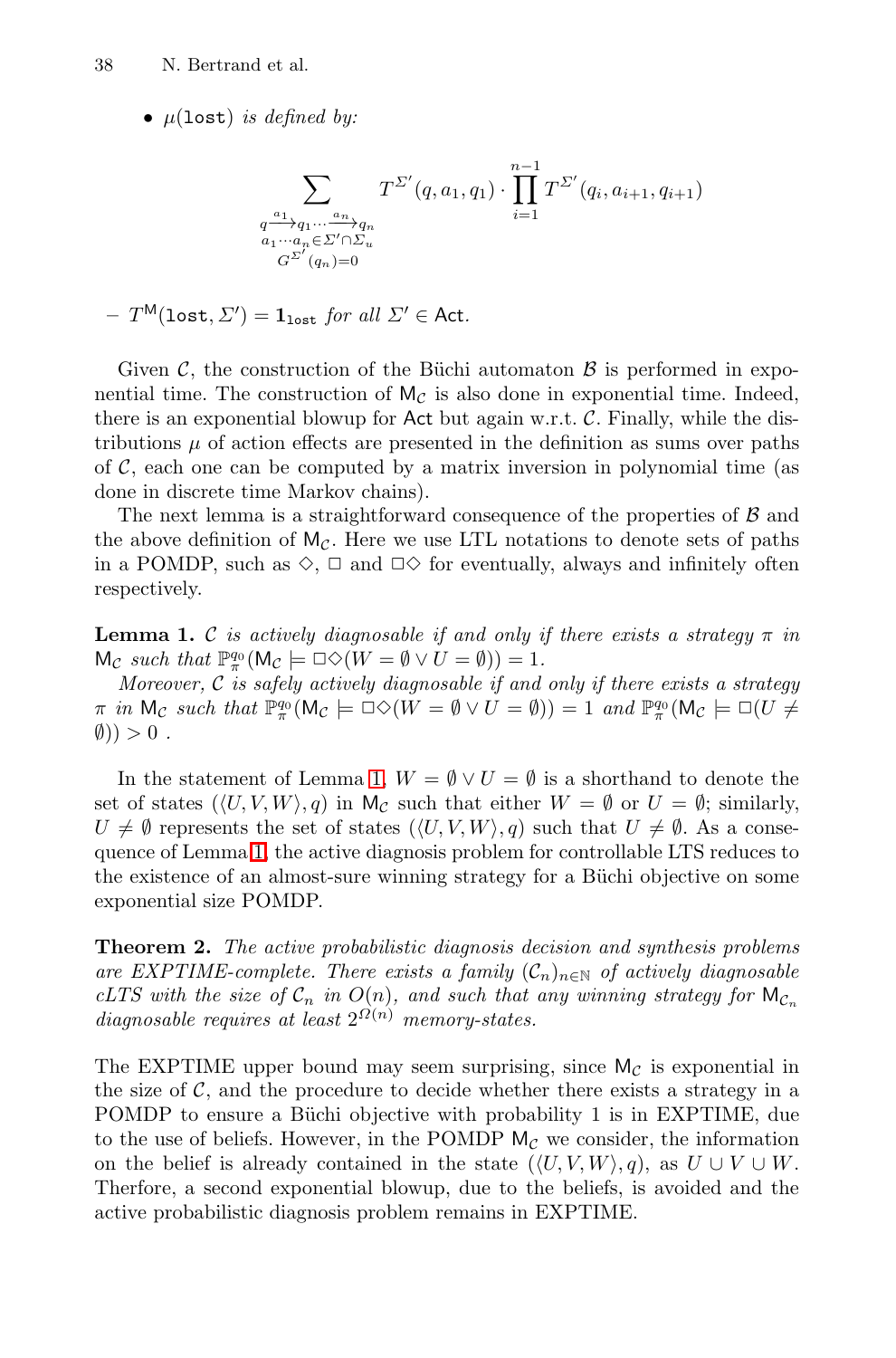- $\mu(\texttt{lost})$ *is defined by:*

$$\sum_{\substack{q \xrightarrow{a_1} q_1 \cdots \xrightarrow{a_n} q_n \\ a_1 \cdots a_n \in \Sigma' \cap \Sigma_u \\ G^{\Sigma'}(q_n)=0}} T^{\Sigma'}(q, a_1, q_1) \cdot \prod_{i=1}^{n-1} T^{\Sigma'}(q_i, a_{i+1}, q_{i+1})$$

– $T^{\mathsf{M}}(\texttt{lost}, \Sigma') = \mathbf{1}_{\texttt{lost}}$ *for all* $\Sigma' \in \mathsf{Act}$.

Given $\mathcal{C}$, the construction of the Büchi automaton $\mathcal{B}$ is performed in exponential time. The construction of $\mathsf{M}_\mathcal{C}$ is also done in exponential time. Indeed, there is an exponential blowup for $\mathsf{Act}$ but again w.r.t. $\mathcal{C}$. Finally, while the distributions $\mu$ of action effects are presented in the definition as sums over paths of $\mathcal{C}$, each one can be computed by a matrix inversion in polynomial time (as done in discrete time Markov chains).

The next lemma is a straightforward consequence of the properties of $\mathcal{B}$ and the above definition of $\mathsf{M}_\mathcal{C}$. Here we use LTL notations to denote sets of paths in a POMDP, such as $\Diamond$, $\Box$ and $\Box\Diamond$ for eventually, always and infinitely often respectively.

**Lemma 1.** *$\mathcal{C}$ is actively diagnosable if and only if there exists a strategy $\pi$ in $\mathsf{M}_\mathcal{C}$ such that $\mathbb{P}^{q_0}_\pi(\mathsf{M}_\mathcal{C} \models \Box\Diamond(W = \emptyset \vee U = \emptyset)) = 1$.*

*Moreover, $\mathcal{C}$ is safely actively diagnosable if and only if there exists a strategy $\pi$ in $\mathsf{M}_\mathcal{C}$ such that $\mathbb{P}^{q_0}_\pi(\mathsf{M}_\mathcal{C} \models \Box\Diamond(W = \emptyset \vee U = \emptyset)) = 1$ and $\mathbb{P}^{q_0}_\pi(\mathsf{M}_\mathcal{C} \models \Box(U \neq \emptyset)) > 0$ .*

In the statement of Lemma 1, $W = \emptyset \vee U = \emptyset$ is a shorthand to denote the set of states $(\langle U, V, W\rangle, q)$ in $\mathsf{M}_\mathcal{C}$ such that either $W = \emptyset$ or $U = \emptyset$; similarly, $U \neq \emptyset$ represents the set of states $(\langle U, V, W\rangle, q)$ such that $U \neq \emptyset$. As a consequence of Lemma 1, the active diagnosis problem for controllable LTS reduces to the existence of an almost-sure winning strategy for a Büchi objective on some exponential size POMDP.

**Theorem 2.** *The active probabilistic diagnosis decision and synthesis problems are EXPTIME-complete. There exists a family $(\mathcal{C}_n)_{n\in\mathbb{N}}$ of actively diagnosable cLTS with the size of $\mathcal{C}_n$ in $O(n)$, and such that any winning strategy for $\mathsf{M}_{\mathcal{C}_n}$ diagnosable requires at least $2^{\Omega(n)}$ memory-states.*

The EXPTIME upper bound may seem surprising, since $\mathsf{M}_\mathcal{C}$ is exponential in the size of $\mathcal{C}$, and the procedure to decide whether there exists a strategy in a POMDP to ensure a Büchi objective with probability 1 is in EXPTIME, due to the use of beliefs. However, in the POMDP $\mathsf{M}_\mathcal{C}$ we consider, the information on the belief is already contained in the state $(\langle U, V, W\rangle, q)$, as $U \cup V \cup W$. Therfore, a second exponential blowup, due to the beliefs, is avoided and the active probabilistic diagnosis problem remains in EXPTIME.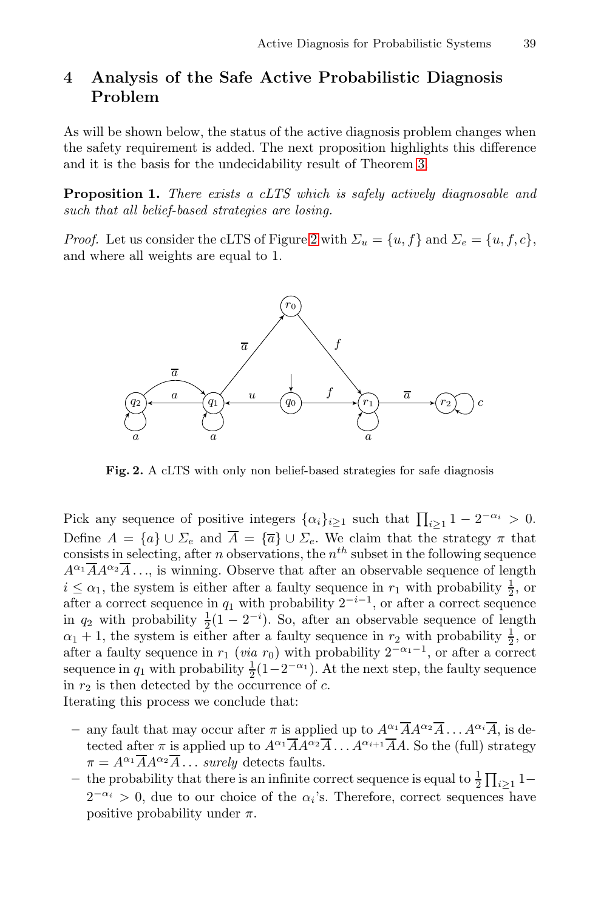## 4 Analysis of the Safe Active Probabilistic Diagnosis Problem

As will be shown below, the status of the active diagnosis problem changes when the safety requirement is added. The next proposition highlights this difference and it is the basis for the undecidability result of Theorem 3.

**Proposition 1.** *There exists a cLTS which is safely actively diagnosable and such that all belief-based strategies are losing.*

*Proof.* Let us consider the cLTS of Figure 2 with $\Sigma_u = \{u, f\}$ and $\Sigma_e = \{u, f, c\}$, and where all weights are equal to 1.

**Fig. 2.** A cLTS with only non belief-based strategies for safe diagnosis

Pick any sequence of positive integers $\{\alpha_i\}_{i\geq 1}$ such that $\prod_{i\geq 1} 1 - 2^{-\alpha_i} > 0$. Define $A = \{a\} \cup \Sigma_e$ and $\overline{A} = \{\overline{a}\} \cup \Sigma_e$. We claim that the strategy $\pi$ that consists in selecting, after $n$ observations, the $n^{th}$ subset in the following sequence $A^{\alpha_1}\overline{A}A^{\alpha_2}\overline{A}\ldots$, is winning. Observe that after an observable sequence of length $i \leq \alpha_1$, the system is either after a faulty sequence in $r_1$ with probability $\frac{1}{2}$, or after a correct sequence in $q_1$ with probability $2^{-i-1}$, or after a correct sequence in $q_2$ with probability $\frac{1}{2}(1 - 2^{-i})$. So, after an observable sequence of length $\alpha_1 + 1$, the system is either after a faulty sequence in $r_2$ with probability $\frac{1}{2}$, or after a faulty sequence in $r_1$ (*via* $r_0$) with probability $2^{-\alpha_1-1}$, or after a correct sequence in $q_1$ with probability $\frac{1}{2}(1-2^{-\alpha_1})$. At the next step, the faulty sequence in $r_2$ is then detected by the occurrence of $c$.
Iterating this process we conclude that:

- any fault that may occur after $\pi$ is applied up to $A^{\alpha_1}\overline{A}A^{\alpha_2}\overline{A}\ldots A^{\alpha_i}\overline{A}$, is detected after $\pi$ is applied up to $A^{\alpha_1}\overline{A}A^{\alpha_2}\overline{A}\ldots A^{\alpha_{i+1}}\overline{A}A$. So the (full) strategy $\pi = A^{\alpha_1}\overline{A}A^{\alpha_2}\overline{A}\ldots$ *surely* detects faults.
- the probability that there is an infinite correct sequence is equal to $\frac{1}{2}\prod_{i\geq 1} 1 - 2^{-\alpha_i} > 0$, due to our choice of the $\alpha_i$'s. Therefore, correct sequences have positive probability under $\pi$.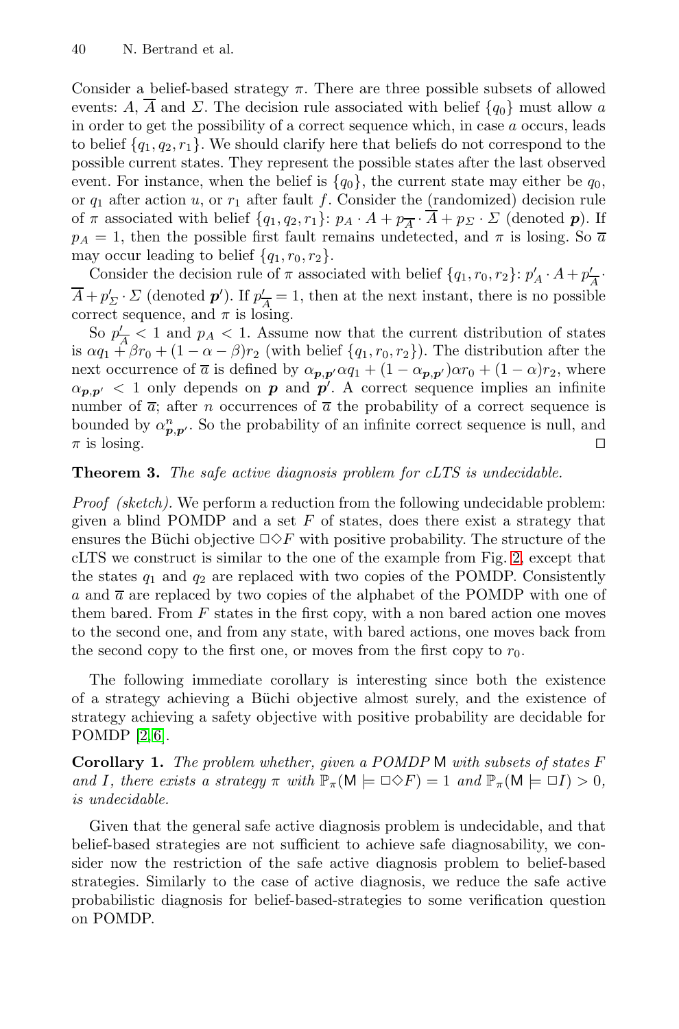Consider a belief-based strategy $\pi$. There are three possible subsets of allowed events: $A$, $\overline{A}$ and $\Sigma$. The decision rule associated with belief $\{q_0\}$ must allow $a$ in order to get the possibility of a correct sequence which, in case $a$ occurs, leads to belief $\{q_1, q_2, r_1\}$. We should clarify here that beliefs do not correspond to the possible current states. They represent the possible states after the last observed event. For instance, when the belief is $\{q_0\}$, the current state may either be $q_0$, or $q_1$ after action $u$, or $r_1$ after fault $f$. Consider the (randomized) decision rule of $\pi$ associated with belief $\{q_1, q_2, r_1\}$: $p_A \cdot A + p_{\overline{A}} \cdot \overline{A} + p_\Sigma \cdot \Sigma$ (denoted $\boldsymbol{p}$). If $p_A = 1$, then the possible first fault remains undetected, and $\pi$ is losing. So $\overline{a}$ may occur leading to belief $\{q_1, r_0, r_2\}$.

Consider the decision rule of $\pi$ associated with belief $\{q_1, r_0, r_2\}$: $p'_A \cdot A + p'_{\overline{A}} \cdot \overline{A} + p'_\Sigma \cdot \Sigma$ (denoted $\boldsymbol{p}'$). If $p'_{\overline{A}} = 1$, then at the next instant, there is no possible correct sequence, and $\pi$ is losing.

So $p'_{\overline{A}} < 1$ and $p_A < 1$. Assume now that the current distribution of states is $\alpha q_1 + \beta r_0 + (1 - \alpha - \beta) r_2$ (with belief $\{q_1, r_0, r_2\}$). The distribution after the next occurrence of $\overline{a}$ is defined by $\alpha_{\boldsymbol{p},\boldsymbol{p}'} \alpha q_1 + (1 - \alpha_{\boldsymbol{p},\boldsymbol{p}'}) \alpha r_0 + (1 - \alpha) r_2$, where $\alpha_{\boldsymbol{p},\boldsymbol{p}'} < 1$ only depends on $\boldsymbol{p}$ and $\boldsymbol{p}'$. A correct sequence implies an infinite number of $\overline{a}$; after $n$ occurrences of $\overline{a}$ the probability of a correct sequence is bounded by $\alpha^n_{\boldsymbol{p},\boldsymbol{p}'}$. So the probability of an infinite correct sequence is null, and $\pi$ is losing. □

**Theorem 3.** *The safe active diagnosis problem for cLTS is undecidable.*

*Proof (sketch).* We perform a reduction from the following undecidable problem: given a blind POMDP and a set $F$ of states, does there exist a strategy that ensures the Büchi objective $\Box\Diamond F$ with positive probability. The structure of the cLTS we construct is similar to the one of the example from Fig. 2, except that the states $q_1$ and $q_2$ are replaced with two copies of the POMDP. Consistently $a$ and $\overline{a}$ are replaced by two copies of the alphabet of the POMDP with one of them bared. From $F$ states in the first copy, with a non bared action one moves to the second one, and from any state, with bared actions, one moves back from the second copy to the first one, or moves from the first copy to $r_0$.

The following immediate corollary is interesting since both the existence of a strategy achieving a Büchi objective almost surely, and the existence of strategy achieving a safety objective with positive probability are decidable for POMDP [2,6].

**Corollary 1.** *The problem whether, given a POMDP* $\mathsf{M}$ *with subsets of states* $F$ *and* $I$*, there exists a strategy* $\pi$ *with* $\mathbb{P}_\pi(\mathsf{M} \models \Box\Diamond F) = 1$ *and* $\mathbb{P}_\pi(\mathsf{M} \models \Box I) > 0$*, is undecidable.*

Given that the general safe active diagnosis problem is undecidable, and that belief-based strategies are not sufficient to achieve safe diagnosability, we consider now the restriction of the safe active diagnosis problem to belief-based strategies. Similarly to the case of active diagnosis, we reduce the safe active probabilistic diagnosis for belief-based-strategies to some verification question on POMDP.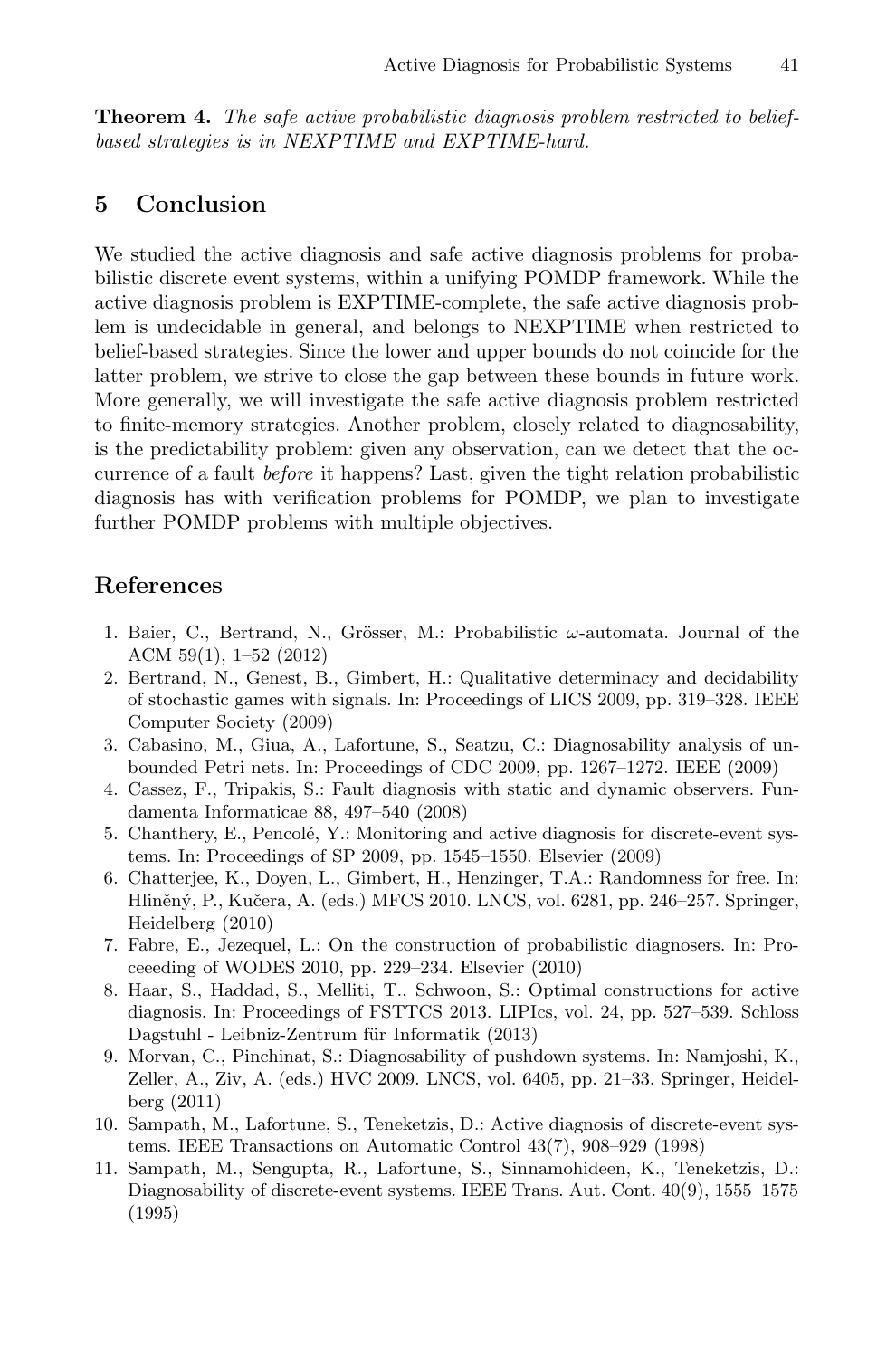**Theorem 4.** *The safe active probabilistic diagnosis problem restricted to belief-based strategies is in NEXPTIME and EXPTIME-hard.*

## 5 Conclusion

We studied the active diagnosis and safe active diagnosis problems for probabilistic discrete event systems, within a unifying POMDP framework. While the active diagnosis problem is EXPTIME-complete, the safe active diagnosis problem is undecidable in general, and belongs to NEXPTIME when restricted to belief-based strategies. Since the lower and upper bounds do not coincide for the latter problem, we strive to close the gap between these bounds in future work. More generally, we will investigate the safe active diagnosis problem restricted to finite-memory strategies. Another problem, closely related to diagnosability, is the predictability problem: given any observation, can we detect that the occurrence of a fault *before* it happens? Last, given the tight relation probabilistic diagnosis has with verification problems for POMDP, we plan to investigate further POMDP problems with multiple objectives.

## References

1. Baier, C., Bertrand, N., Grösser, M.: Probabilistic $\omega$-automata. Journal of the ACM 59(1), 1–52 (2012)
2. Bertrand, N., Genest, B., Gimbert, H.: Qualitative determinacy and decidability of stochastic games with signals. In: Proceedings of LICS 2009, pp. 319–328. IEEE Computer Society (2009)
3. Cabasino, M., Giua, A., Lafortune, S., Seatzu, C.: Diagnosability analysis of unbounded Petri nets. In: Proceedings of CDC 2009, pp. 1267–1272. IEEE (2009)
4. Cassez, F., Tripakis, S.: Fault diagnosis with static and dynamic observers. Fundamenta Informaticae 88, 497–540 (2008)
5. Chanthery, E., Pencolé, Y.: Monitoring and active diagnosis for discrete-event systems. In: Proceedings of SP 2009, pp. 1545–1550. Elsevier (2009)
6. Chatterjee, K., Doyen, L., Gimbert, H., Henzinger, T.A.: Randomness for free. In: Hliněný, P., Kučera, A. (eds.) MFCS 2010. LNCS, vol. 6281, pp. 246–257. Springer, Heidelberg (2010)
7. Fabre, E., Jezequel, L.: On the construction of probabilistic diagnosers. In: Proceeding of WODES 2010, pp. 229–234. Elsevier (2010)
8. Haar, S., Haddad, S., Melliti, T., Schwoon, S.: Optimal constructions for active diagnosis. In: Proceedings of FSTTCS 2013. LIPIcs, vol. 24, pp. 527–539. Schloss Dagstuhl - Leibniz-Zentrum für Informatik (2013)
9. Morvan, C., Pinchinat, S.: Diagnosability of pushdown systems. In: Namjoshi, K., Zeller, A., Ziv, A. (eds.) HVC 2009. LNCS, vol. 6405, pp. 21–33. Springer, Heidelberg (2011)
10. Sampath, M., Lafortune, S., Teneketzis, D.: Active diagnosis of discrete-event systems. IEEE Transactions on Automatic Control 43(7), 908–929 (1998)
11. Sampath, M., Sengupta, R., Lafortune, S., Sinnamohideen, K., Teneketzis, D.: Diagnosability of discrete-event systems. IEEE Trans. Aut. Cont. 40(9), 1555–1575 (1995)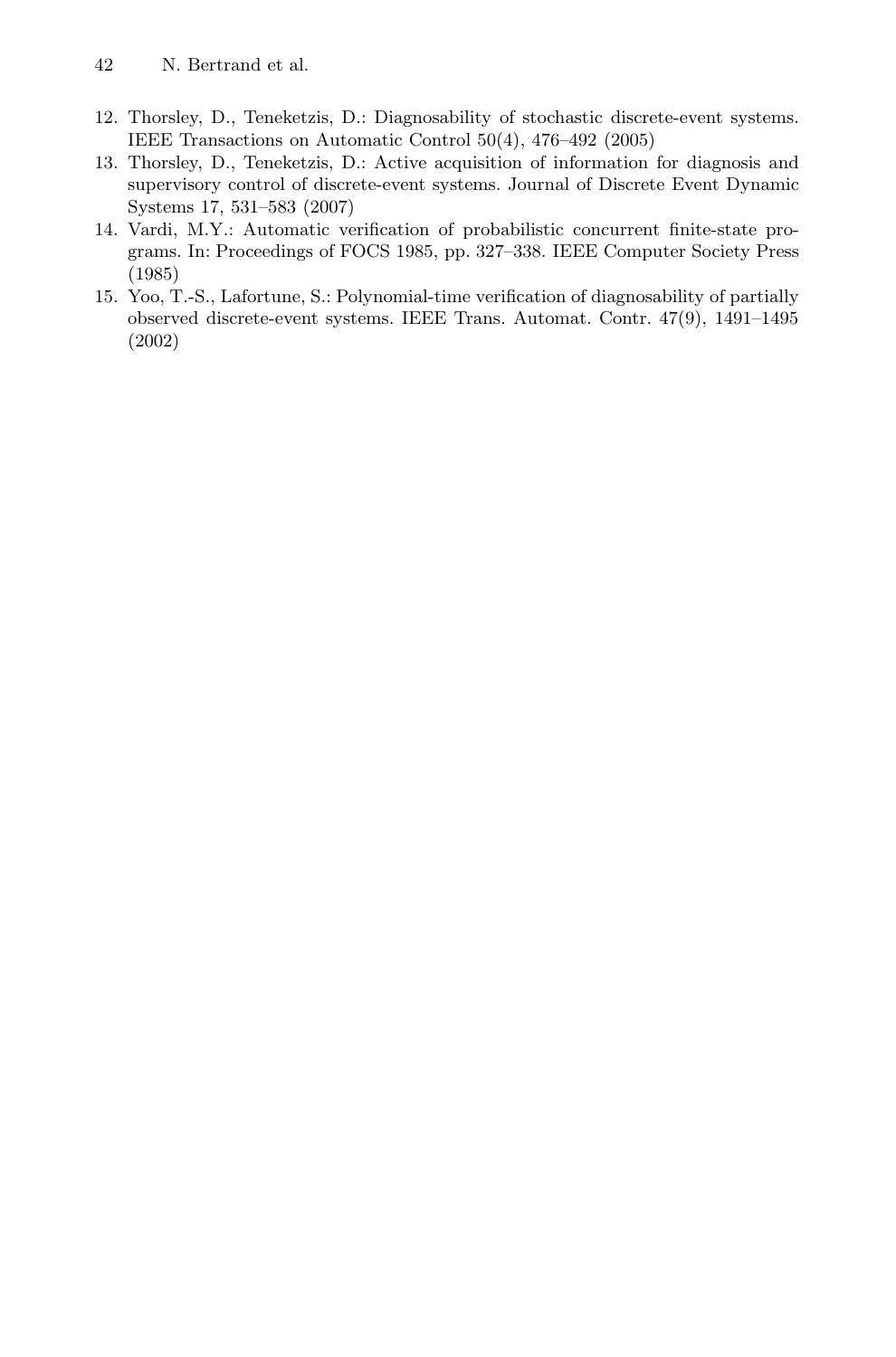12. Thorsley, D., Teneketzis, D.: Diagnosability of stochastic discrete-event systems. IEEE Transactions on Automatic Control 50(4), 476–492 (2005)
13. Thorsley, D., Teneketzis, D.: Active acquisition of information for diagnosis and supervisory control of discrete-event systems. Journal of Discrete Event Dynamic Systems 17, 531–583 (2007)
14. Vardi, M.Y.: Automatic verification of probabilistic concurrent finite-state programs. In: Proceedings of FOCS 1985, pp. 327–338. IEEE Computer Society Press (1985)
15. Yoo, T.-S., Lafortune, S.: Polynomial-time verification of diagnosability of partially observed discrete-event systems. IEEE Trans. Automat. Contr. 47(9), 1491–1495 (2002)